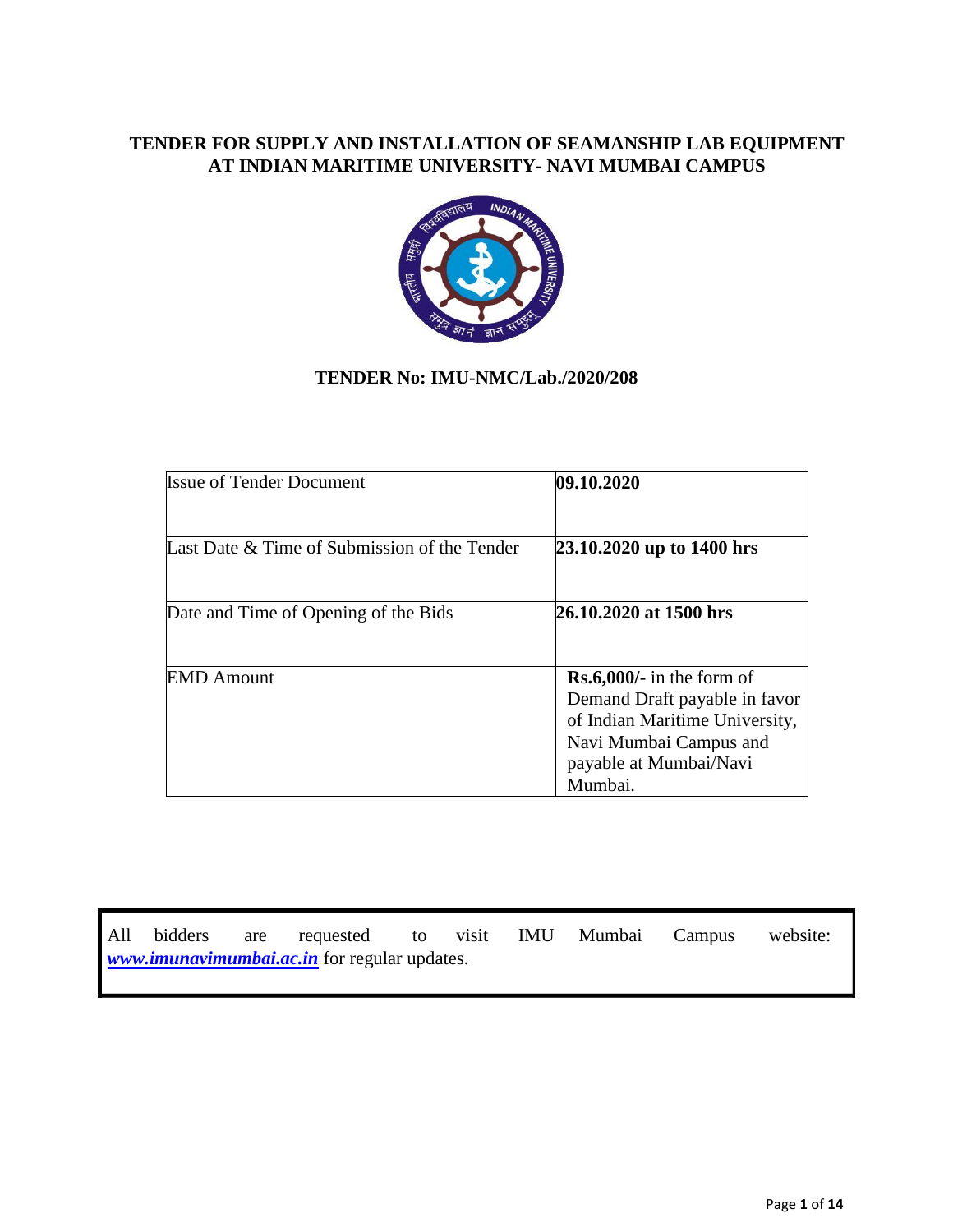# TENDER FOR SUPPLY AND INSTALLATION OF SEAMANSHIP LAB EQUIPMENT AT INDIAN MARITIME UNIVERSITY- NAVI MUMBAI CAMPUS

## TENDER No: IMU-NMC/Lab./2020/208

| | |
|---|---|
| Issue of Tender Document | **09.10.2020** |
| Last Date & Time of Submission of the Tender | **23.10.2020 up to 1400 hrs** |
| Date and Time of Opening of the Bids | **26.10.2020 at 1500 hrs** |
| EMD Amount | **Rs.6,000/-** in the form of Demand Draft payable in favor of Indian Maritime University, Navi Mumbai Campus and payable at Mumbai/Navi Mumbai. |

All bidders are requested to visit IMU Mumbai Campus website: ***www.imunavimumbai.ac.in*** for regular updates.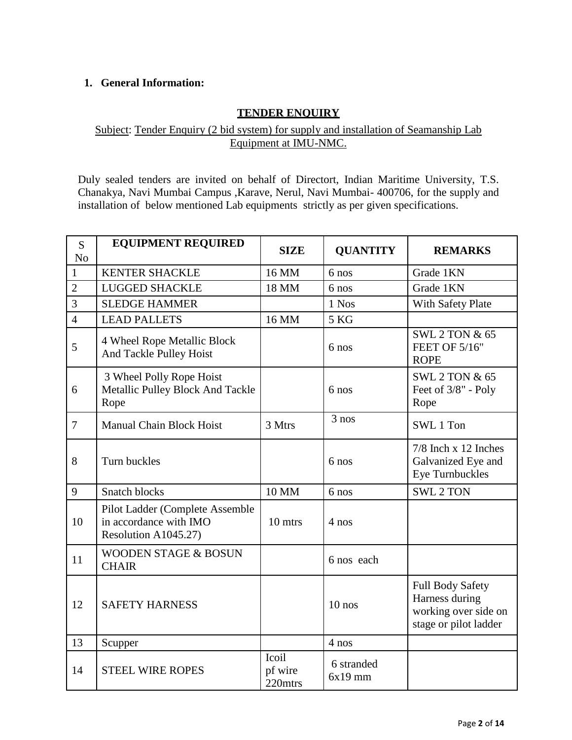1. **General Information:**

## TENDER ENQUIRY

Subject: Tender Enquiry (2 bid system) for supply and installation of Seamanship Lab Equipment at IMU-NMC.

Duly sealed tenders are invited on behalf of Directort, Indian Maritime University, T.S. Chanakya, Navi Mumbai Campus ,Karave, Nerul, Navi Mumbai- 400706, for the supply and installation of below mentioned Lab equipments strictly as per given specifications.

| S No | EQUIPMENT REQUIRED | SIZE | QUANTITY | REMARKS |
|---|---|---|---|---|
| 1 | KENTER SHACKLE | 16 MM | 6 nos | Grade 1KN |
| 2 | LUGGED SHACKLE | 18 MM | 6 nos | Grade 1KN |
| 3 | SLEDGE HAMMER | | 1 Nos | With Safety Plate |
| 4 | LEAD PALLETS | 16 MM | 5 KG | |
| 5 | 4 Wheel Rope Metallic Block And Tackle Pulley Hoist | | 6 nos | SWL 2 TON & 65 FEET OF 5/16" ROPE |
| 6 | 3 Wheel Polly Rope Hoist Metallic Pulley Block And Tackle Rope | | 6 nos | SWL 2 TON & 65 Feet of 3/8" - Poly Rope |
| 7 | Manual Chain Block Hoist | 3 Mtrs | 3 nos | SWL 1 Ton |
| 8 | Turn buckles | | 6 nos | 7/8 Inch x 12 Inches Galvanized Eye and Eye Turnbuckles |
| 9 | Snatch blocks | 10 MM | 6 nos | SWL 2 TON |
| 10 | Pilot Ladder (Complete Assemble in accordance with IMO Resolution A1045.27) | 10 mtrs | 4 nos | |
| 11 | WOODEN STAGE & BOSUN CHAIR | | 6 nos each | |
| 12 | SAFETY HARNESS | | 10 nos | Full Body Safety Harness during working over side on stage or pilot ladder |
| 13 | Scupper | | 4 nos | |
| 14 | STEEL WIRE ROPES | Icoil pf wire 220mtrs | 6 stranded 6x19 mm | |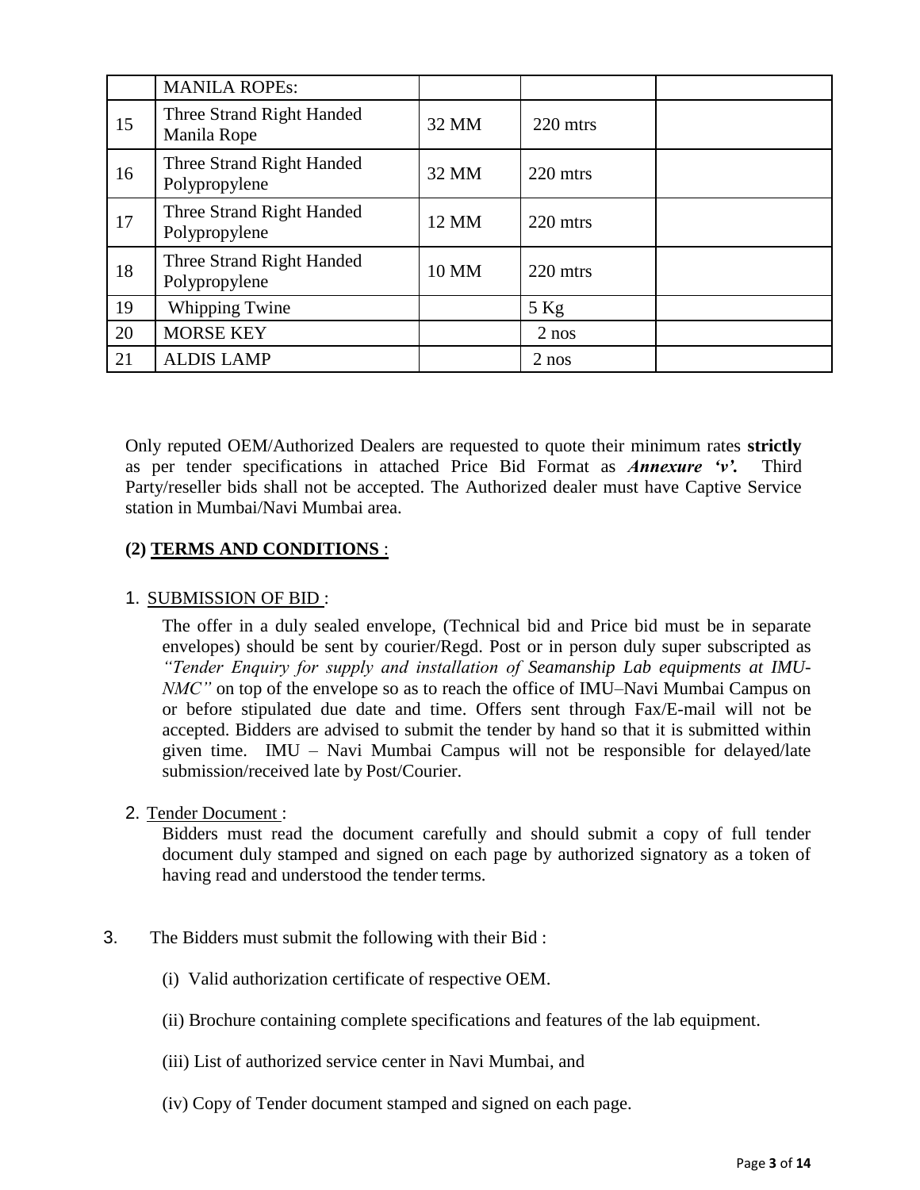| | MANILA ROPEs: | | | |
|---|---|---|---|---|
| 15 | Three Strand Right Handed Manila Rope | 32 MM | 220 mtrs | |
| 16 | Three Strand Right Handed Polypropylene | 32 MM | 220 mtrs | |
| 17 | Three Strand Right Handed Polypropylene | 12 MM | 220 mtrs | |
| 18 | Three Strand Right Handed Polypropylene | 10 MM | 220 mtrs | |
| 19 | Whipping Twine | | 5 Kg | |
| 20 | MORSE KEY | | 2 nos | |
| 21 | ALDIS LAMP | | 2 nos | |

Only reputed OEM/Authorized Dealers are requested to quote their minimum rates **strictly** as per tender specifications in attached Price Bid Format as ***Annexure 'v'.*** Third Party/reseller bids shall not be accepted. The Authorized dealer must have Captive Service station in Mumbai/Navi Mumbai area.

## (2) TERMS AND CONDITIONS :

1. SUBMISSION OF BID :

   The offer in a duly sealed envelope, (Technical bid and Price bid must be in separate envelopes) should be sent by courier/Regd. Post or in person duly super subscripted as *"Tender Enquiry for supply and installation of Seamanship Lab equipments at IMU-NMC"* on top of the envelope so as to reach the office of IMU–Navi Mumbai Campus on or before stipulated due date and time. Offers sent through Fax/E-mail will not be accepted. Bidders are advised to submit the tender by hand so that it is submitted within given time. IMU – Navi Mumbai Campus will not be responsible for delayed/late submission/received late by Post/Courier.

2. Tender Document :

   Bidders must read the document carefully and should submit a copy of full tender document duly stamped and signed on each page by authorized signatory as a token of having read and understood the tender terms.

3. The Bidders must submit the following with their Bid :

   (i) Valid authorization certificate of respective OEM.

   (ii) Brochure containing complete specifications and features of the lab equipment.

   (iii) List of authorized service center in Navi Mumbai, and

   (iv) Copy of Tender document stamped and signed on each page.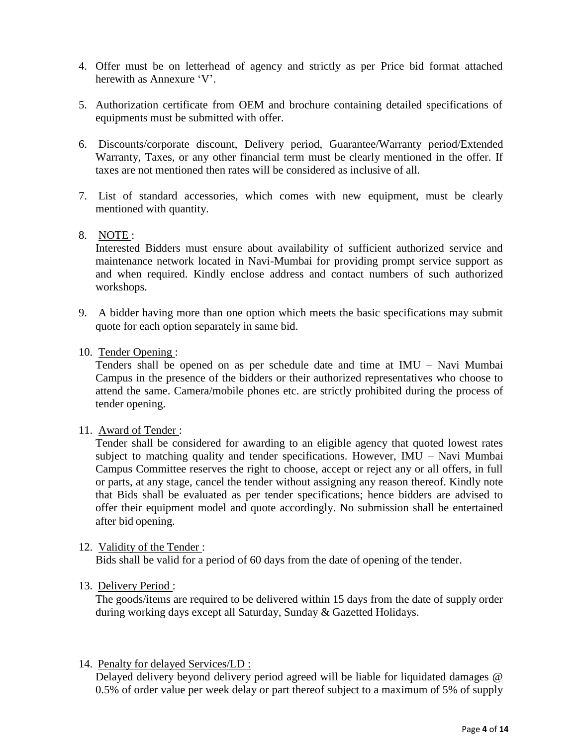4. Offer must be on letterhead of agency and strictly as per Price bid format attached herewith as Annexure 'V'.

5. Authorization certificate from OEM and brochure containing detailed specifications of equipments must be submitted with offer.

6. Discounts/corporate discount, Delivery period, Guarantee/Warranty period/Extended Warranty, Taxes, or any other financial term must be clearly mentioned in the offer. If taxes are not mentioned then rates will be considered as inclusive of all.

7. List of standard accessories, which comes with new equipment, must be clearly mentioned with quantity.

8. <u>NOTE</u> :
   Interested Bidders must ensure about availability of sufficient authorized service and maintenance network located in Navi-Mumbai for providing prompt service support as and when required. Kindly enclose address and contact numbers of such authorized workshops.

9. A bidder having more than one option which meets the basic specifications may submit quote for each option separately in same bid.

10. <u>Tender Opening</u> :
    Tenders shall be opened on as per schedule date and time at IMU – Navi Mumbai Campus in the presence of the bidders or their authorized representatives who choose to attend the same. Camera/mobile phones etc. are strictly prohibited during the process of tender opening.

11. <u>Award of Tender</u> :
    Tender shall be considered for awarding to an eligible agency that quoted lowest rates subject to matching quality and tender specifications. However, IMU – Navi Mumbai Campus Committee reserves the right to choose, accept or reject any or all offers, in full or parts, at any stage, cancel the tender without assigning any reason thereof. Kindly note that Bids shall be evaluated as per tender specifications; hence bidders are advised to offer their equipment model and quote accordingly. No submission shall be entertained after bid opening.

12. <u>Validity of the Tender</u> :
    Bids shall be valid for a period of 60 days from the date of opening of the tender.

13. <u>Delivery Period</u> :
    The goods/items are required to be delivered within 15 days from the date of supply order during working days except all Saturday, Sunday & Gazetted Holidays.

14. <u>Penalty for delayed Services/LD :</u>
    Delayed delivery beyond delivery period agreed will be liable for liquidated damages @ 0.5% of order value per week delay or part thereof subject to a maximum of 5% of supply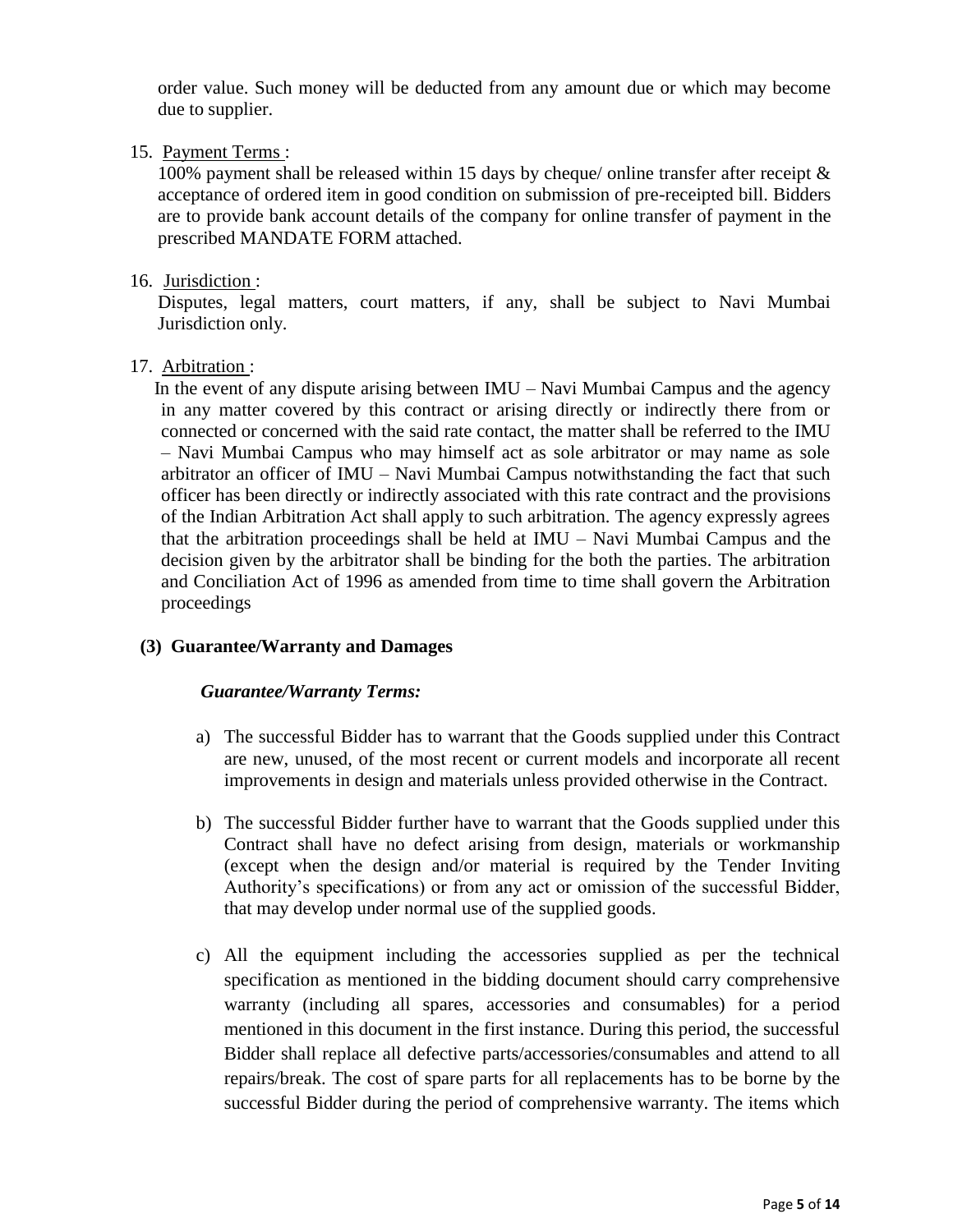order value. Such money will be deducted from any amount due or which may become due to supplier.

15. Payment Terms :

    100% payment shall be released within 15 days by cheque/ online transfer after receipt & acceptance of ordered item in good condition on submission of pre-receipted bill. Bidders are to provide bank account details of the company for online transfer of payment in the prescribed MANDATE FORM attached.

16. Jurisdiction :

    Disputes, legal matters, court matters, if any, shall be subject to Navi Mumbai Jurisdiction only.

17. Arbitration :

    In the event of any dispute arising between IMU – Navi Mumbai Campus and the agency in any matter covered by this contract or arising directly or indirectly there from or connected or concerned with the said rate contact, the matter shall be referred to the IMU – Navi Mumbai Campus who may himself act as sole arbitrator or may name as sole arbitrator an officer of IMU – Navi Mumbai Campus notwithstanding the fact that such officer has been directly or indirectly associated with this rate contract and the provisions of the Indian Arbitration Act shall apply to such arbitration. The agency expressly agrees that the arbitration proceedings shall be held at IMU – Navi Mumbai Campus and the decision given by the arbitrator shall be binding for the both the parties. The arbitration and Conciliation Act of 1996 as amended from time to time shall govern the Arbitration proceedings

**(3) Guarantee/Warranty and Damages**

***Guarantee/Warranty Terms:***

a) The successful Bidder has to warrant that the Goods supplied under this Contract are new, unused, of the most recent or current models and incorporate all recent improvements in design and materials unless provided otherwise in the Contract.

b) The successful Bidder further have to warrant that the Goods supplied under this Contract shall have no defect arising from design, materials or workmanship (except when the design and/or material is required by the Tender Inviting Authority's specifications) or from any act or omission of the successful Bidder, that may develop under normal use of the supplied goods.

c) All the equipment including the accessories supplied as per the technical specification as mentioned in the bidding document should carry comprehensive warranty (including all spares, accessories and consumables) for a period mentioned in this document in the first instance. During this period, the successful Bidder shall replace all defective parts/accessories/consumables and attend to all repairs/break. The cost of spare parts for all replacements has to be borne by the successful Bidder during the period of comprehensive warranty. The items which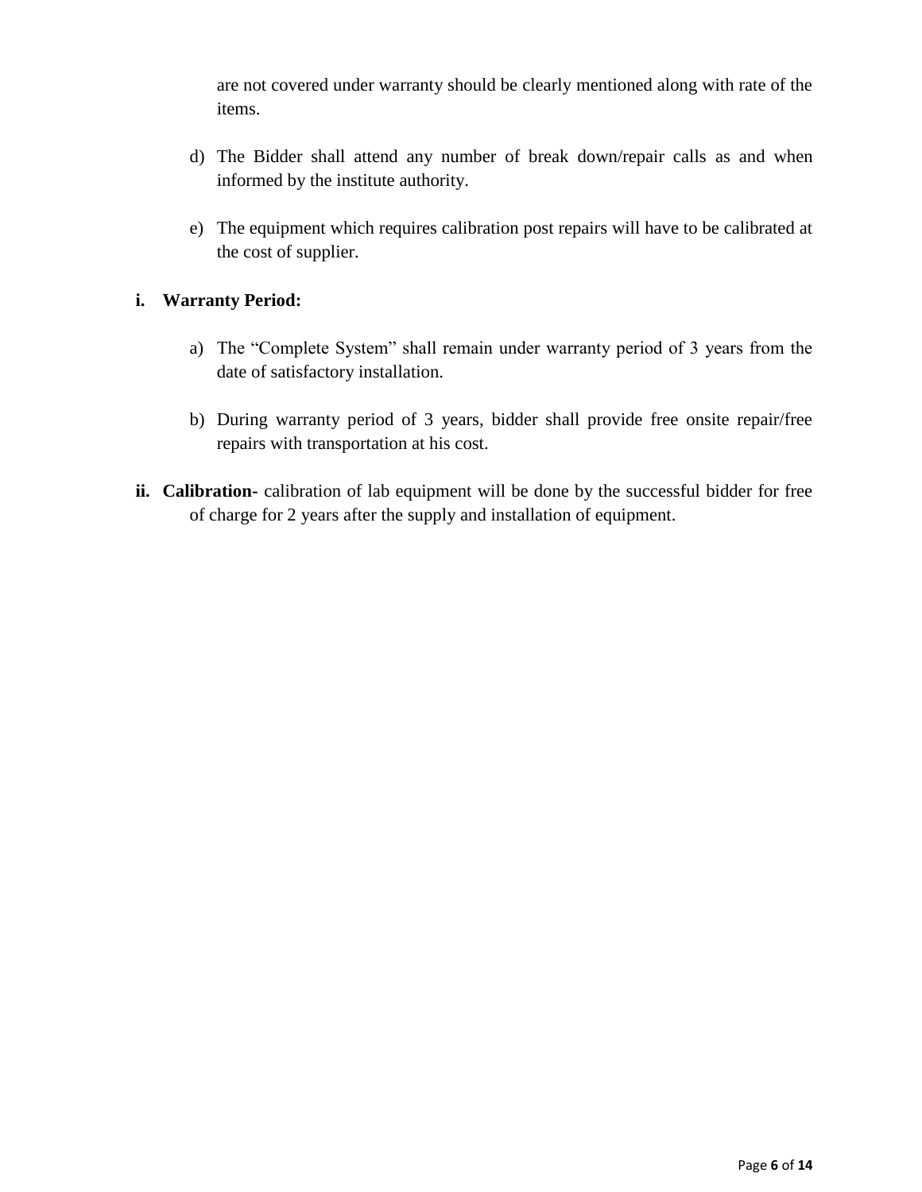are not covered under warranty should be clearly mentioned along with rate of the items.

d) The Bidder shall attend any number of break down/repair calls as and when informed by the institute authority.

e) The equipment which requires calibration post repairs will have to be calibrated at the cost of supplier.

**i. Warranty Period:**

a) The "Complete System" shall remain under warranty period of 3 years from the date of satisfactory installation.

b) During warranty period of 3 years, bidder shall provide free onsite repair/free repairs with transportation at his cost.

**ii. Calibration-** calibration of lab equipment will be done by the successful bidder for free of charge for 2 years after the supply and installation of equipment.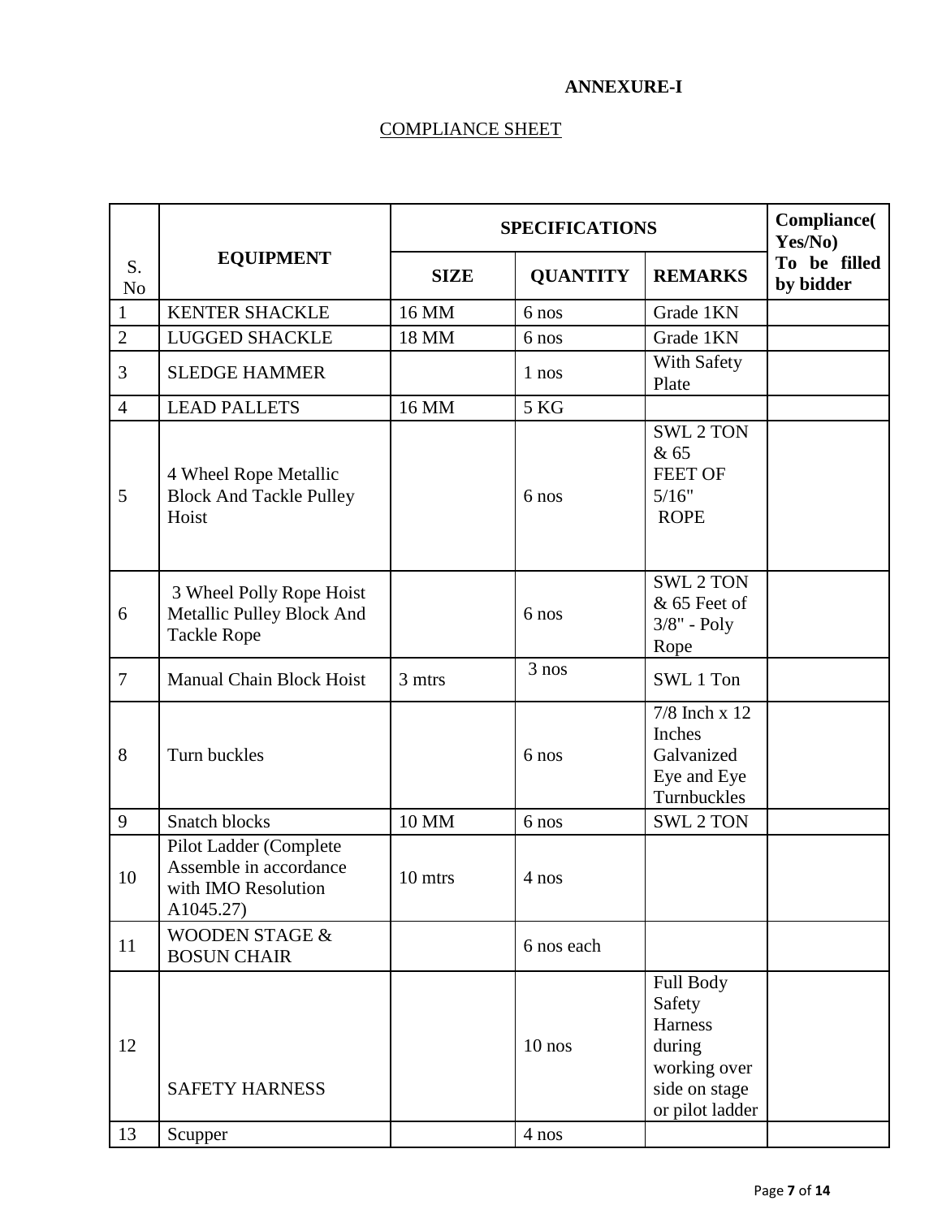**ANNEXURE-I**

COMPLIANCE SHEET

| S. No | EQUIPMENT | SPECIFICATIONS | | | Compliance( Yes/No) To be filled by bidder |
|---|---|---|---|---|---|
| | | SIZE | QUANTITY | REMARKS | |
| 1 | KENTER SHACKLE | 16 MM | 6 nos | Grade 1KN | |
| 2 | LUGGED SHACKLE | 18 MM | 6 nos | Grade 1KN | |
| 3 | SLEDGE HAMMER | | 1 nos | With Safety Plate | |
| 4 | LEAD PALLETS | 16 MM | 5 KG | | |
| 5 | 4 Wheel Rope Metallic Block And Tackle Pulley Hoist | | 6 nos | SWL 2 TON & 65 FEET OF 5/16" ROPE | |
| 6 | 3 Wheel Polly Rope Hoist Metallic Pulley Block And Tackle Rope | | 6 nos | SWL 2 TON & 65 Feet of 3/8" - Poly Rope | |
| 7 | Manual Chain Block Hoist | 3 mtrs | 3 nos | SWL 1 Ton | |
| 8 | Turn buckles | | 6 nos | 7/8 Inch x 12 Inches Galvanized Eye and Eye Turnbuckles | |
| 9 | Snatch blocks | 10 MM | 6 nos | SWL 2 TON | |
| 10 | Pilot Ladder (Complete Assemble in accordance with IMO Resolution A1045.27) | 10 mtrs | 4 nos | | |
| 11 | WOODEN STAGE & BOSUN CHAIR | | 6 nos each | | |
| 12 | SAFETY HARNESS | | 10 nos | Full Body Safety Harness during working over side on stage or pilot ladder | |
| 13 | Scupper | | 4 nos | | |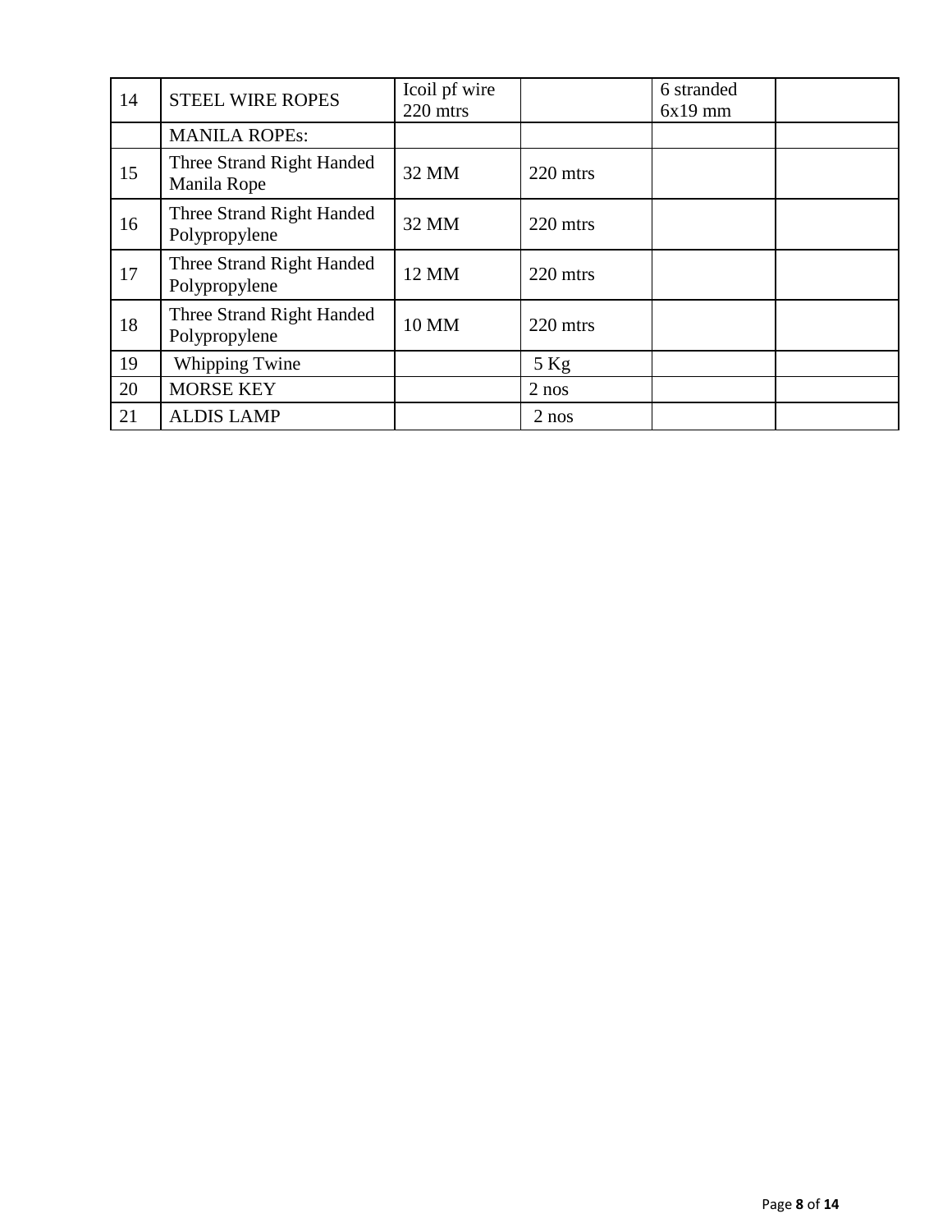| | | | | | |
|---|---|---|---|---|---|
| 14 | STEEL WIRE ROPES | Icoil pf wire 220 mtrs | | 6 stranded 6x19 mm | |
| | MANILA ROPEs: | | | | |
| 15 | Three Strand Right Handed Manila Rope | 32 MM | 220 mtrs | | |
| 16 | Three Strand Right Handed Polypropylene | 32 MM | 220 mtrs | | |
| 17 | Three Strand Right Handed Polypropylene | 12 MM | 220 mtrs | | |
| 18 | Three Strand Right Handed Polypropylene | 10 MM | 220 mtrs | | |
| 19 | Whipping Twine | | 5 Kg | | |
| 20 | MORSE KEY | | 2 nos | | |
| 21 | ALDIS LAMP | | 2 nos | | |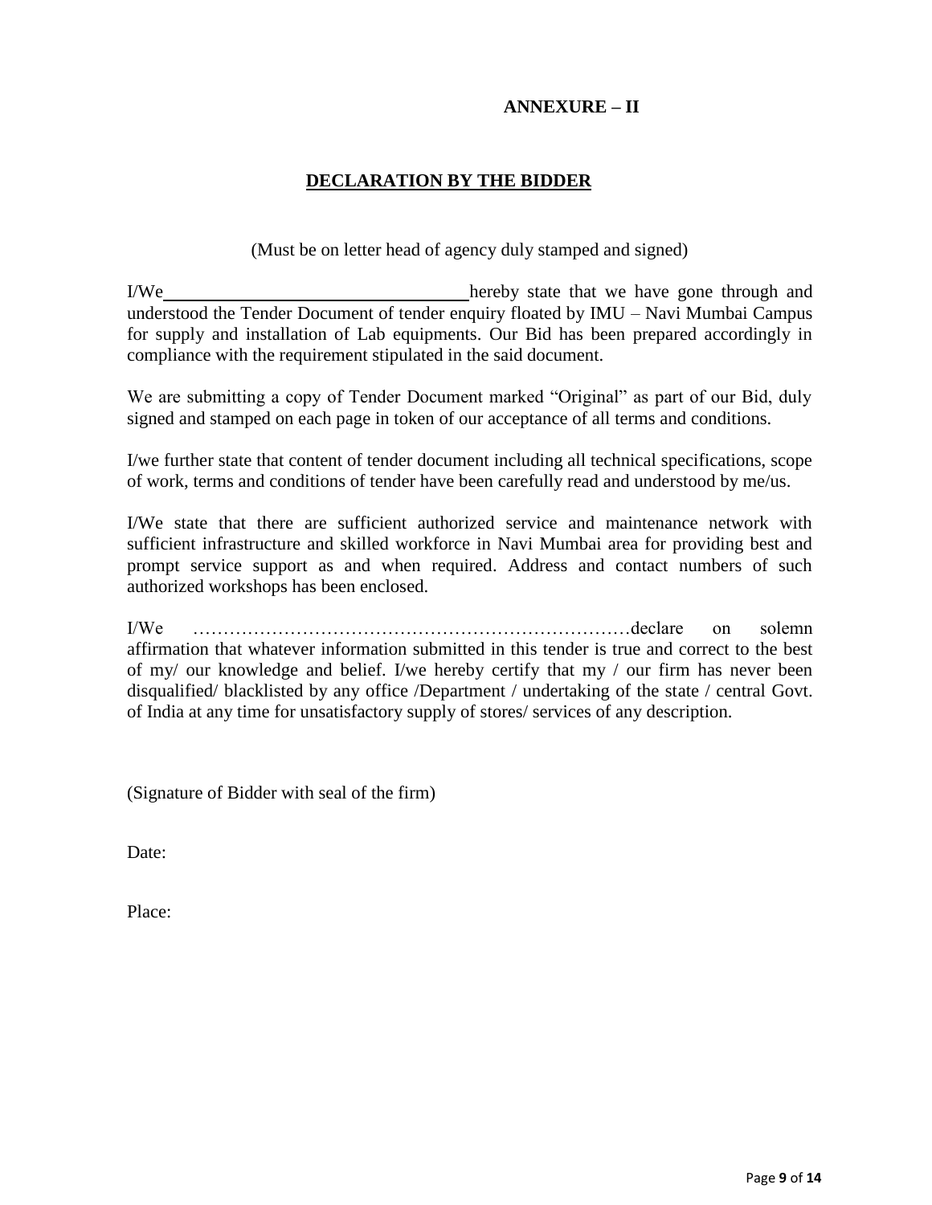**ANNEXURE – II**

**<u>DECLARATION BY THE BIDDER</u>**

(Must be on letter head of agency duly stamped and signed)

I/We\_\_\_\_\_\_\_\_\_\_\_\_\_\_\_\_\_\_\_\_\_\_\_\_\_\_\_\_\_\_\_\_\_\_hereby state that we have gone through and understood the Tender Document of tender enquiry floated by IMU – Navi Mumbai Campus for supply and installation of Lab equipments. Our Bid has been prepared accordingly in compliance with the requirement stipulated in the said document.

We are submitting a copy of Tender Document marked "Original" as part of our Bid, duly signed and stamped on each page in token of our acceptance of all terms and conditions.

I/we further state that content of tender document including all technical specifications, scope of work, terms and conditions of tender have been carefully read and understood by me/us.

I/We state that there are sufficient authorized service and maintenance network with sufficient infrastructure and skilled workforce in Navi Mumbai area for providing best and prompt service support as and when required. Address and contact numbers of such authorized workshops has been enclosed.

I/We ………………………………………………………………declare on solemn affirmation that whatever information submitted in this tender is true and correct to the best of my/ our knowledge and belief. I/we hereby certify that my / our firm has never been disqualified/ blacklisted by any office /Department / undertaking of the state / central Govt. of India at any time for unsatisfactory supply of stores/ services of any description.

(Signature of Bidder with seal of the firm)

Date:

Place: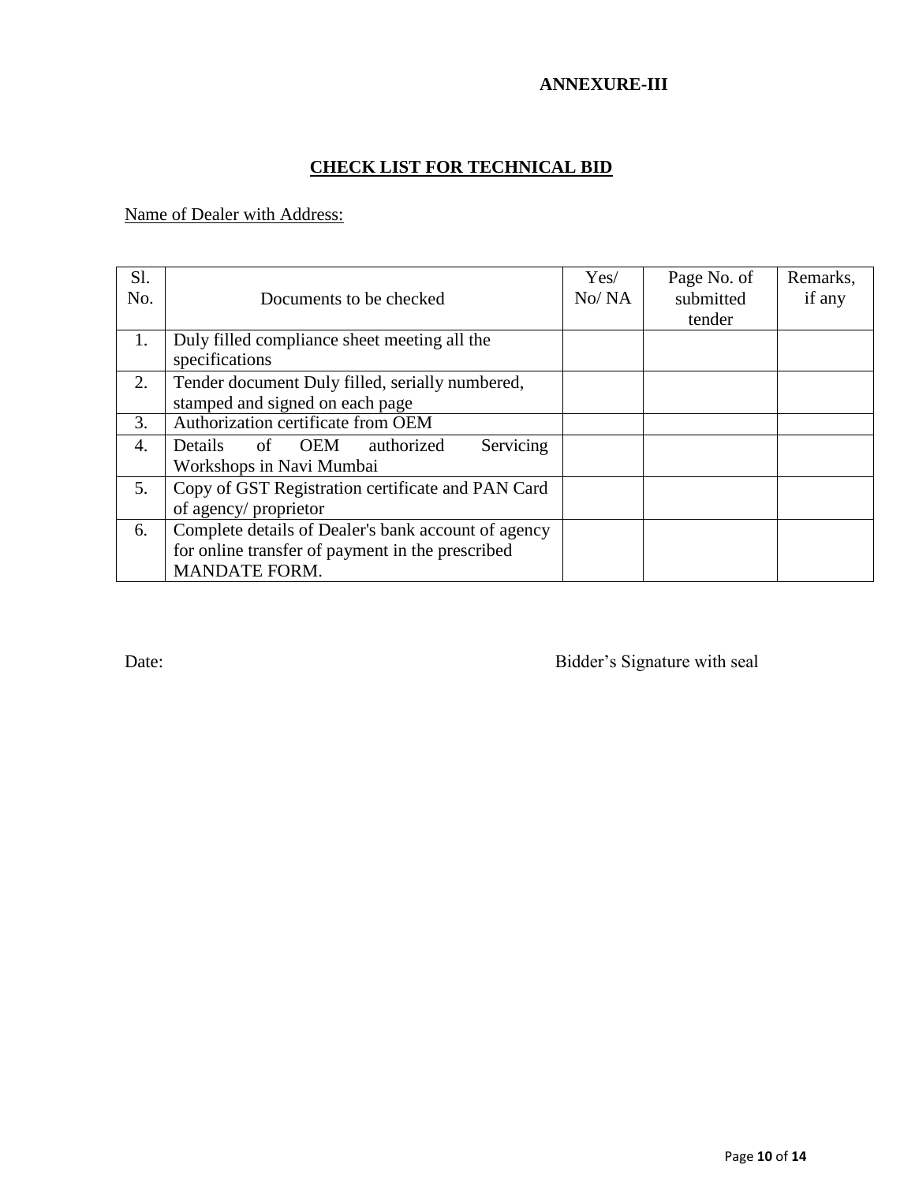**ANNEXURE-III**

## CHECK LIST FOR TECHNICAL BID

Name of Dealer with Address:

| Sl. No. | Documents to be checked | Yes/ No/ NA | Page No. of submitted tender | Remarks, if any |
|---|---|---|---|---|
| 1. | Duly filled compliance sheet meeting all the specifications | | | |
| 2. | Tender document Duly filled, serially numbered, stamped and signed on each page | | | |
| 3. | Authorization certificate from OEM | | | |
| 4. | Details of OEM authorized Servicing Workshops in Navi Mumbai | | | |
| 5. | Copy of GST Registration certificate and PAN Card of agency/ proprietor | | | |
| 6. | Complete details of Dealer's bank account of agency for online transfer of payment in the prescribed MANDATE FORM. | | | |

Date: Bidder's Signature with seal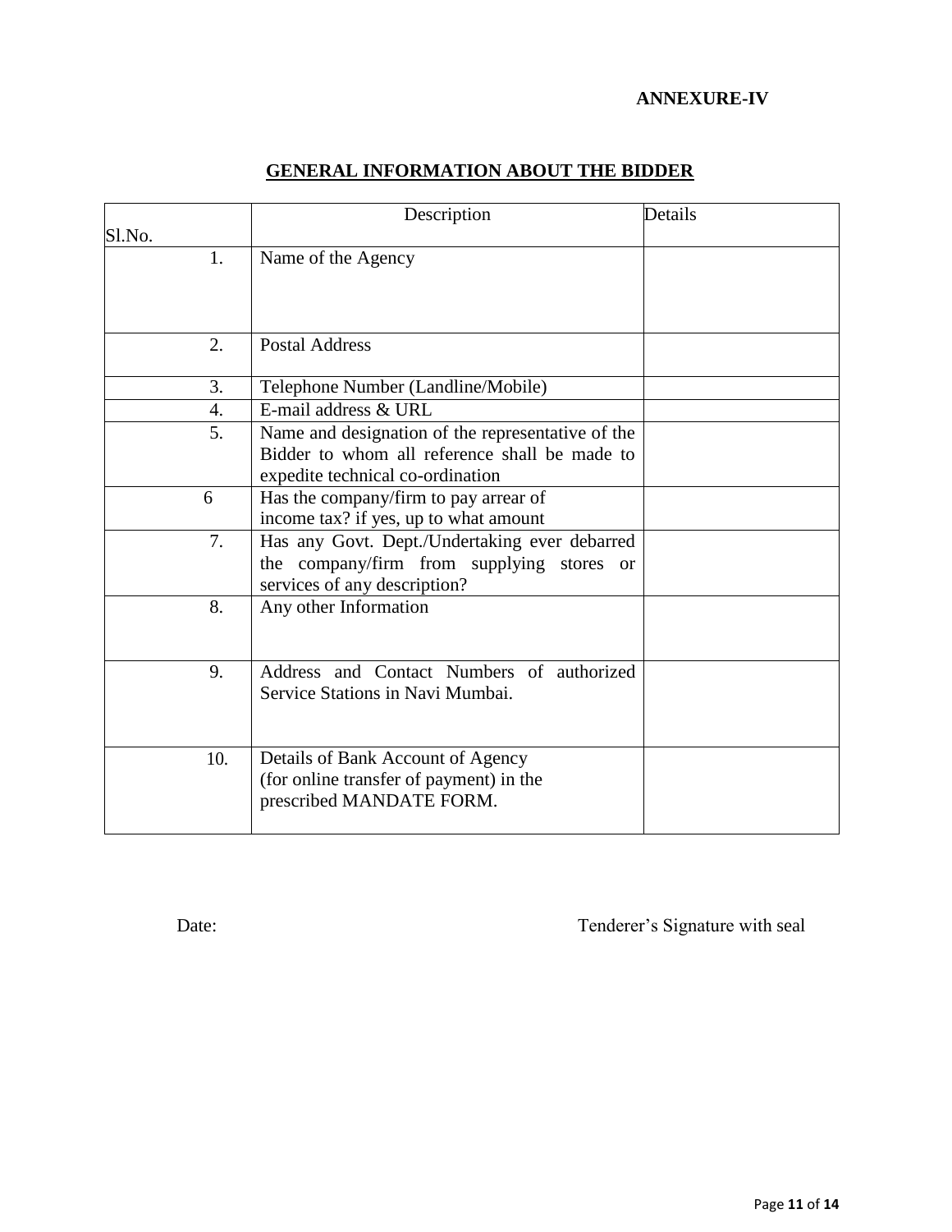**ANNEXURE-IV**

## GENERAL INFORMATION ABOUT THE BIDDER

| Sl.No. | Description | Details |
|---|---|---|
| 1. | Name of the Agency | |
| 2. | Postal Address | |
| 3. | Telephone Number (Landline/Mobile) | |
| 4. | E-mail address & URL | |
| 5. | Name and designation of the representative of the Bidder to whom all reference shall be made to expedite technical co-ordination | |
| 6 | Has the company/firm to pay arrear of income tax? if yes, up to what amount | |
| 7. | Has any Govt. Dept./Undertaking ever debarred the company/firm from supplying stores or services of any description? | |
| 8. | Any other Information | |
| 9. | Address and Contact Numbers of authorized Service Stations in Navi Mumbai. | |
| 10. | Details of Bank Account of Agency (for online transfer of payment) in the prescribed MANDATE FORM. | |

Date: Tenderer's Signature with seal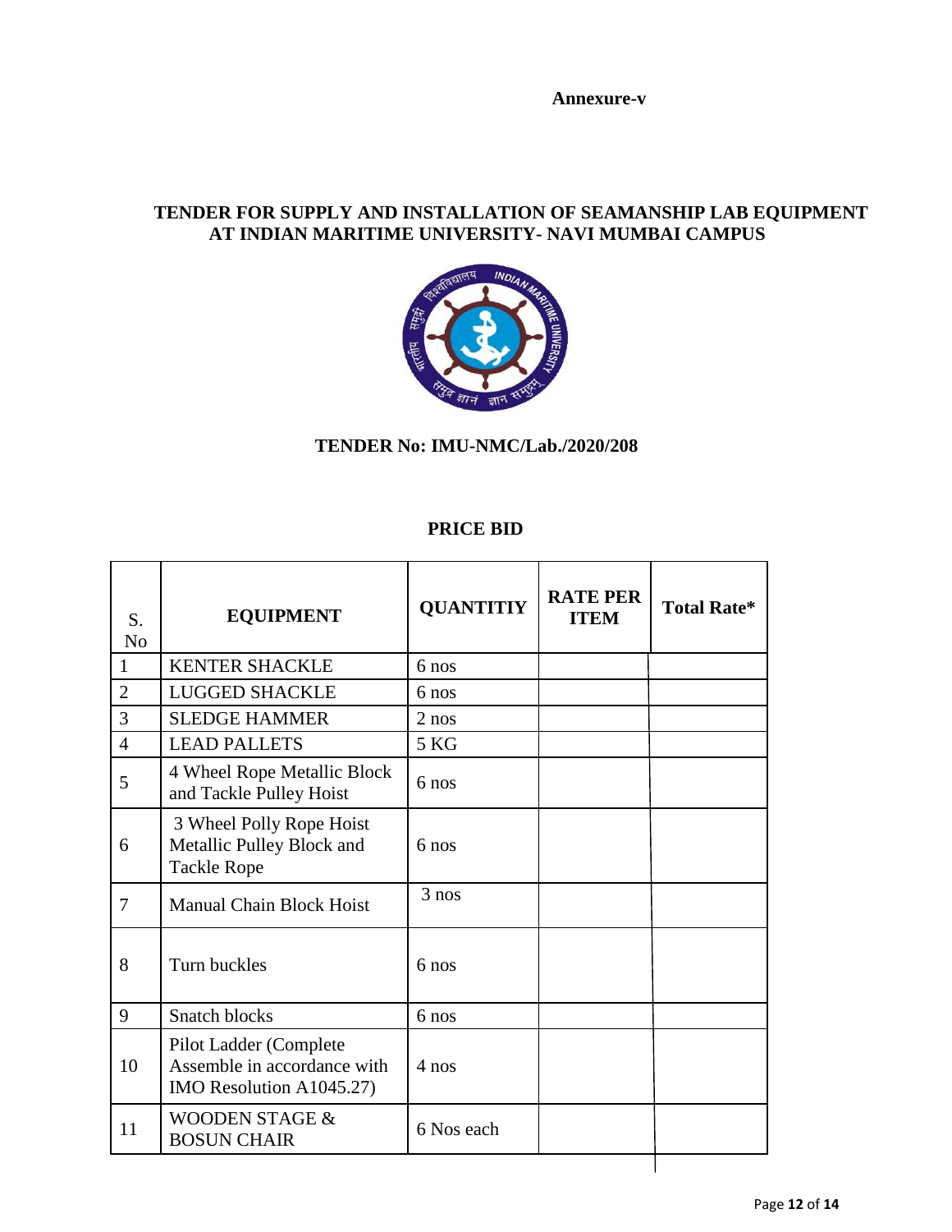**Annexure-v**

# TENDER FOR SUPPLY AND INSTALLATION OF SEAMANSHIP LAB EQUIPMENT AT INDIAN MARITIME UNIVERSITY- NAVI MUMBAI CAMPUS

## TENDER No: IMU-NMC/Lab./2020/208

## PRICE BID

| S. No | EQUIPMENT | QUANTITIY | RATE PER ITEM | Total Rate* |
|---|---|---|---|---|
| 1 | KENTER SHACKLE | 6 nos | | |
| 2 | LUGGED SHACKLE | 6 nos | | |
| 3 | SLEDGE HAMMER | 2 nos | | |
| 4 | LEAD PALLETS | 5 KG | | |
| 5 | 4 Wheel Rope Metallic Block and Tackle Pulley Hoist | 6 nos | | |
| 6 | 3 Wheel Polly Rope Hoist Metallic Pulley Block and Tackle Rope | 6 nos | | |
| 7 | Manual Chain Block Hoist | 3 nos | | |
| 8 | Turn buckles | 6 nos | | |
| 9 | Snatch blocks | 6 nos | | |
| 10 | Pilot Ladder (Complete Assemble in accordance with IMO Resolution A1045.27) | 4 nos | | |
| 11 | WOODEN STAGE & BOSUN CHAIR | 6 Nos each | | |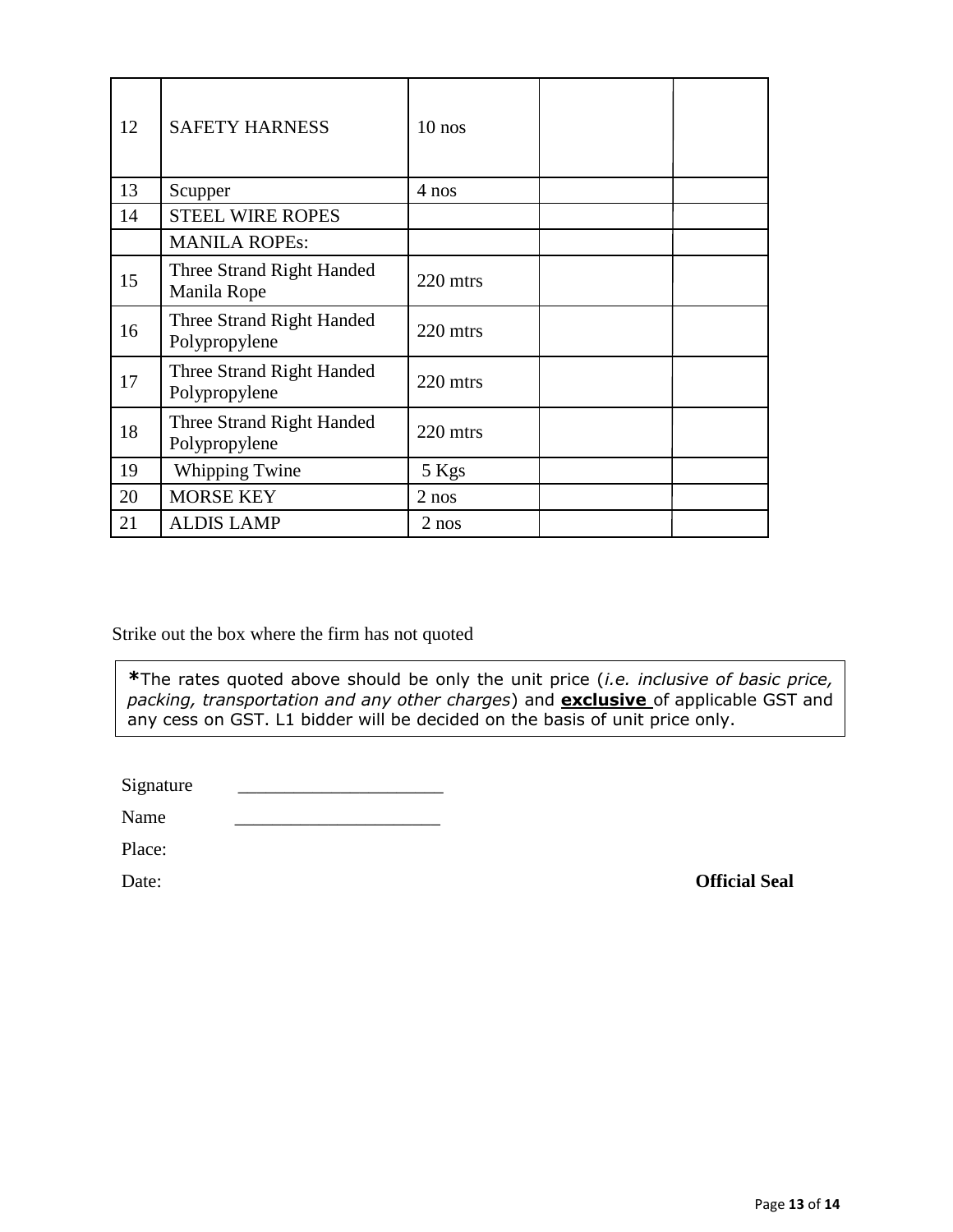| | | | | |
|---|---|---|---|---|
| 12 | SAFETY HARNESS | 10 nos | | |
| 13 | Scupper | 4 nos | | |
| 14 | STEEL WIRE ROPES | | | |
| | MANILA ROPEs: | | | |
| 15 | Three Strand Right Handed Manila Rope | 220 mtrs | | |
| 16 | Three Strand Right Handed Polypropylene | 220 mtrs | | |
| 17 | Three Strand Right Handed Polypropylene | 220 mtrs | | |
| 18 | Three Strand Right Handed Polypropylene | 220 mtrs | | |
| 19 | Whipping Twine | 5 Kgs | | |
| 20 | MORSE KEY | 2 nos | | |
| 21 | ALDIS LAMP | 2 nos | | |

Strike out the box where the firm has not quoted

> **\***The rates quoted above should be only the unit price (*i.e. inclusive of basic price, packing, transportation and any other charges*) and **exclusive** of applicable GST and any cess on GST. L1 bidder will be decided on the basis of unit price only.

Signature ______________________

Name ______________________

Place:

Date: **Official Seal**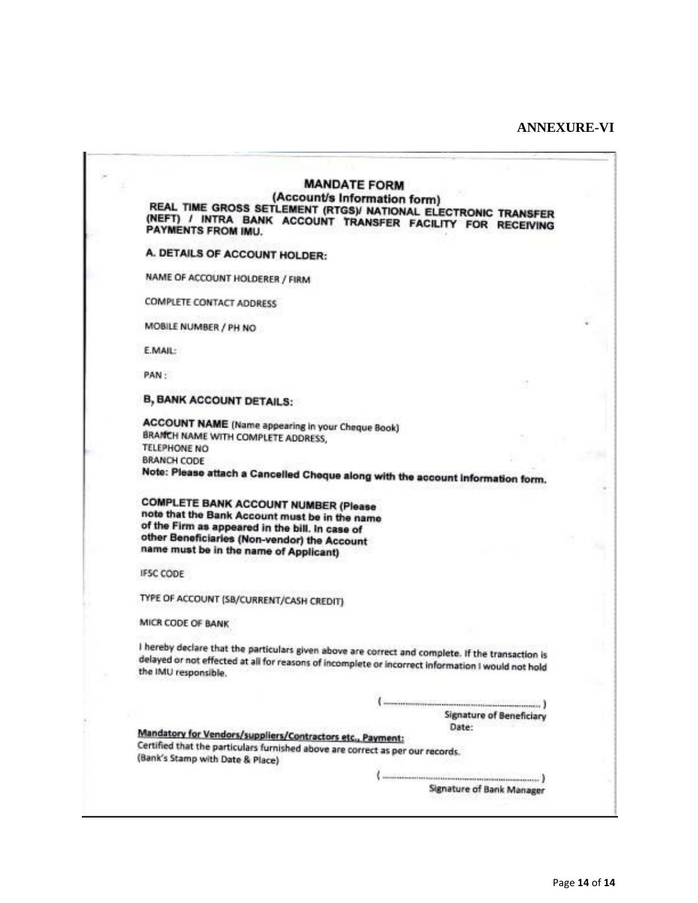**ANNEXURE-VI**

## MANDATE FORM

**(Account/s Information form)**

**REAL TIME GROSS SETLEMENT (RTGS)/ NATIONAL ELECTRONIC TRANSFER (NEFT) / INTRA BANK ACCOUNT TRANSFER FACILITY FOR RECEIVING PAYMENTS FROM IMU.**

**A. DETAILS OF ACCOUNT HOLDER:**

NAME OF ACCOUNT HOLDERER / FIRM

COMPLETE CONTACT ADDRESS

MOBILE NUMBER / PH NO

E.MAIL:

PAN :

**B, BANK ACCOUNT DETAILS:**

**ACCOUNT NAME** (Name appearing in your Cheque Book)
BRANCH NAME WITH COMPLETE ADDRESS,
TELEPHONE NO
BRANCH CODE
**Note: Please attach a Cancelled Cheque along with the account information form.**

**COMPLETE BANK ACCOUNT NUMBER (Please note that the Bank Account must be in the name of the Firm as appeared in the bill. In case of other Beneficiaries (Non-vendor) the Account name must be in the name of Applicant)**

IFSC CODE

TYPE OF ACCOUNT (SB/CURRENT/CASH CREDIT)

MICR CODE OF BANK

I hereby declare that the particulars given above are correct and complete. If the transaction is delayed or not effected at all for reasons of incomplete or incorrect information I would not hold the IMU responsible.

(.................................................................)
Signature of Beneficiary
Date:

<u>Mandatory for Vendors/suppliers/Contractors etc., Payment:</u>
Certified that the particulars furnished above are correct as per our records.
(Bank's Stamp with Date & Place)

(.................................................................)
Signature of Bank Manager